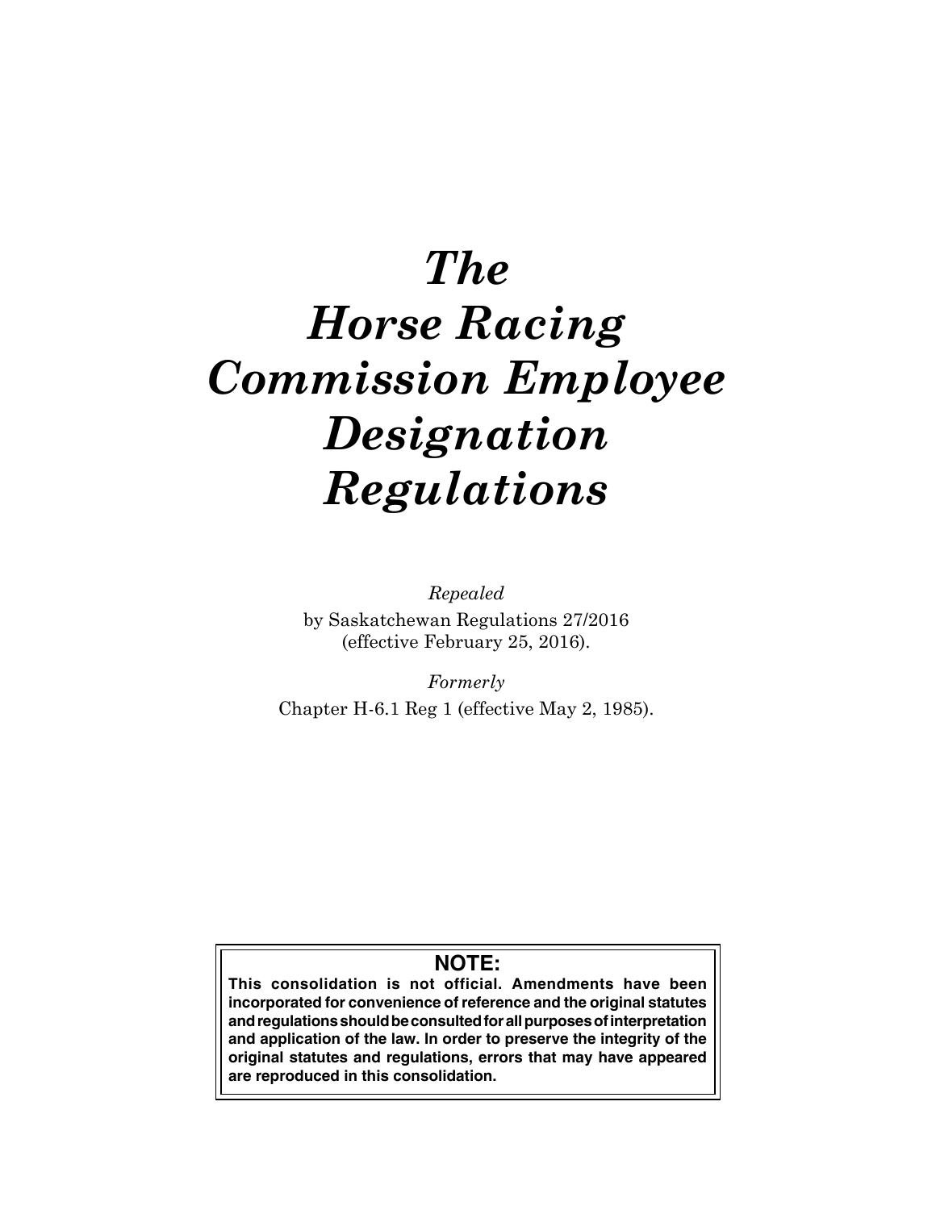# *The Horse Racing Commission Employee Designation Regulations*

*Repealed*

by Saskatchewan Regulations 27/2016 (effective February 25, 2016).

*Formerly*

Chapter H-6.1 Reg 1 (effective May 2, 1985).

**NOTE:**

**This consolidation is not official. Amendments have been incorporated for convenience of reference and the original statutes and regulations should be consulted for all purposes of interpretation and application of the law. In order to preserve the integrity of the original statutes and regulations, errors that may have appeared are reproduced in this consolidation.**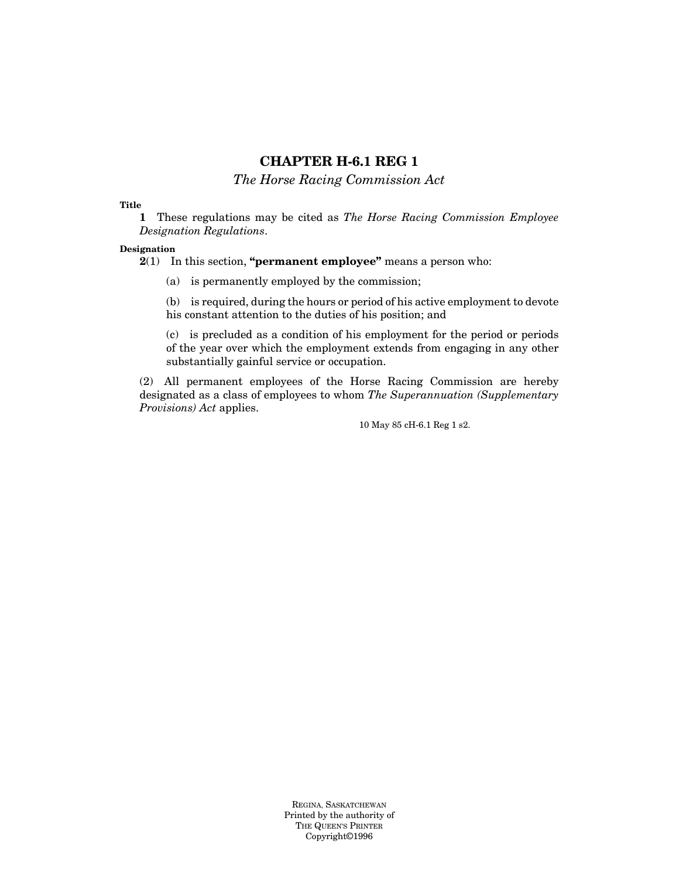# CHAPTER H-6.1 REG 1

*The Horse Racing Commission Act*

**Title**

**1** These regulations may be cited as *The Horse Racing Commission Employee Designation Regulations*.

**Designation**

**2**(1) In this section, **"permanent employee"** means a person who:

(a) is permanently employed by the commission;

(b) is required, during the hours or period of his active employment to devote his constant attention to the duties of his position; and

(c) is precluded as a condition of his employment for the period or periods of the year over which the employment extends from engaging in any other substantially gainful service or occupation.

(2) All permanent employees of the Horse Racing Commission are hereby designated as a class of employees to whom *The Superannuation (Supplementary Provisions) Act* applies.

10 May 85 cH-6.1 Reg 1 s2.

REGINA, SASKATCHEWAN
Printed by the authority of
THE QUEEN'S PRINTER
Copyright©1996